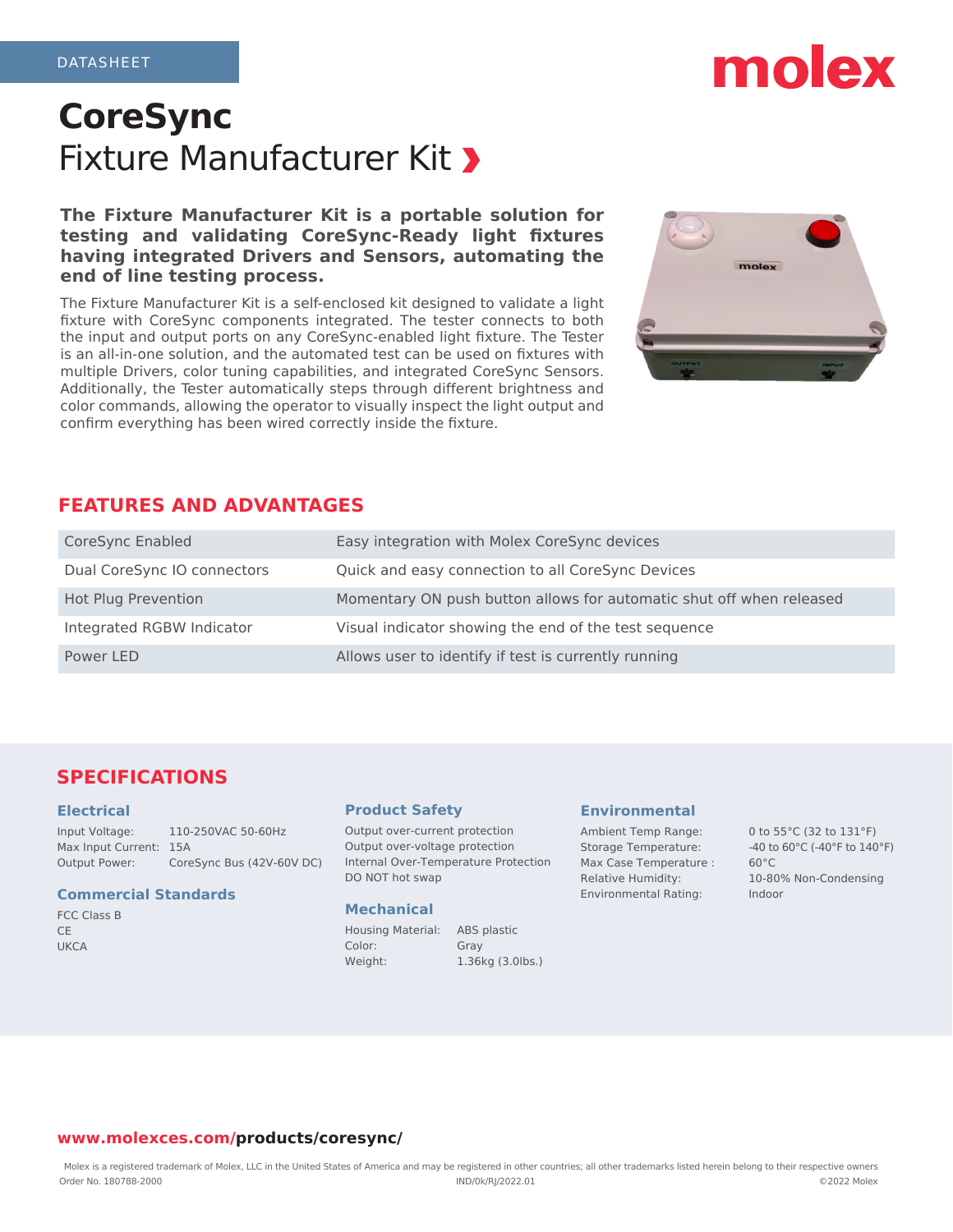DATASHEET

molex

# CoreSync
## Fixture Manufacturer Kit

**The Fixture Manufacturer Kit is a portable solution for testing and validating CoreSync-Ready light fixtures having integrated Drivers and Sensors, automating the end of line testing process.**

The Fixture Manufacturer Kit is a self-enclosed kit designed to validate a light fixture with CoreSync components integrated. The tester connects to both the input and output ports on any CoreSync-enabled light fixture. The Tester is an all-in-one solution, and the automated test can be used on fixtures with multiple Drivers, color tuning capabilities, and integrated CoreSync Sensors. Additionally, the Tester automatically steps through different brightness and color commands, allowing the operator to visually inspect the light output and confirm everything has been wired correctly inside the fixture.

## FEATURES AND ADVANTAGES

| | |
|---|---|
| CoreSync Enabled | Easy integration with Molex CoreSync devices |
| Dual CoreSync IO connectors | Quick and easy connection to all CoreSync Devices |
| Hot Plug Prevention | Momentary ON push button allows for automatic shut off when released |
| Integrated RGBW Indicator | Visual indicator showing the end of the test sequence |
| Power LED | Allows user to identify if test is currently running |

## SPECIFICATIONS

### Electrical

Input Voltage: 110-250VAC 50-60Hz
Max Input Current: 15A
Output Power: CoreSync Bus (42V-60V DC)

### Commercial Standards

FCC Class B
CE
UKCA

### Product Safety

Output over-current protection
Output over-voltage protection
Internal Over-Temperature Protection
DO NOT hot swap

### Mechanical

Housing Material: ABS plastic
Color: Gray
Weight: 1.36kg (3.0lbs.)

### Environmental

Ambient Temp Range: 0 to 55°C (32 to 131°F)
Storage Temperature: -40 to 60°C (-40°F to 140°F)
Max Case Temperature : 60°C
Relative Humidity: 10-80% Non-Condensing
Environmental Rating: Indoor

**www.molexces.com/products/coresync/**

Molex is a registered trademark of Molex, LLC in the United States of America and may be registered in other countries; all other trademarks listed herein belong to their respective owners

Order No. 180788-2000 IND/0k/RJ/2022.01 ©2022 Molex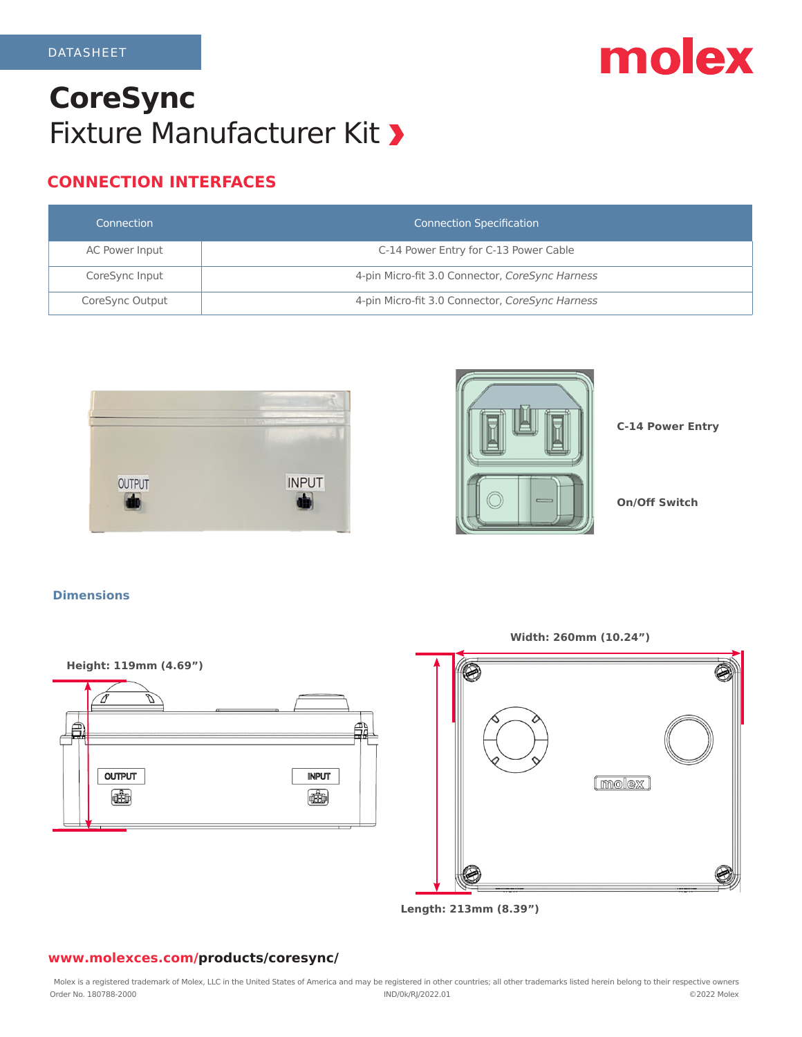DATASHEET

# CoreSync
## Fixture Manufacturer Kit ›

## CONNECTION INTERFACES

| Connection | Connection Specification |
|---|---|
| AC Power Input | C-14 Power Entry for C-13 Power Cable |
| CoreSync Input | 4-pin Micro-fit 3.0 Connector, *CoreSync Harness* |
| CoreSync Output | 4-pin Micro-fit 3.0 Connector, *CoreSync Harness* |

OUTPUT
INPUT

**C-14 Power Entry**

**On/Off Switch**

### Dimensions

**Height: 119mm (4.69")**

**Width: 260mm (10.24")**

**Length: 213mm (8.39")**

**www.molexces.com/products/coresync/**

Molex is a registered trademark of Molex, LLC in the United States of America and may be registered in other countries; all other trademarks listed herein belong to their respective owners

Order No. 180788-2000 IND/0k/RJ/2022.01 ©2022 Molex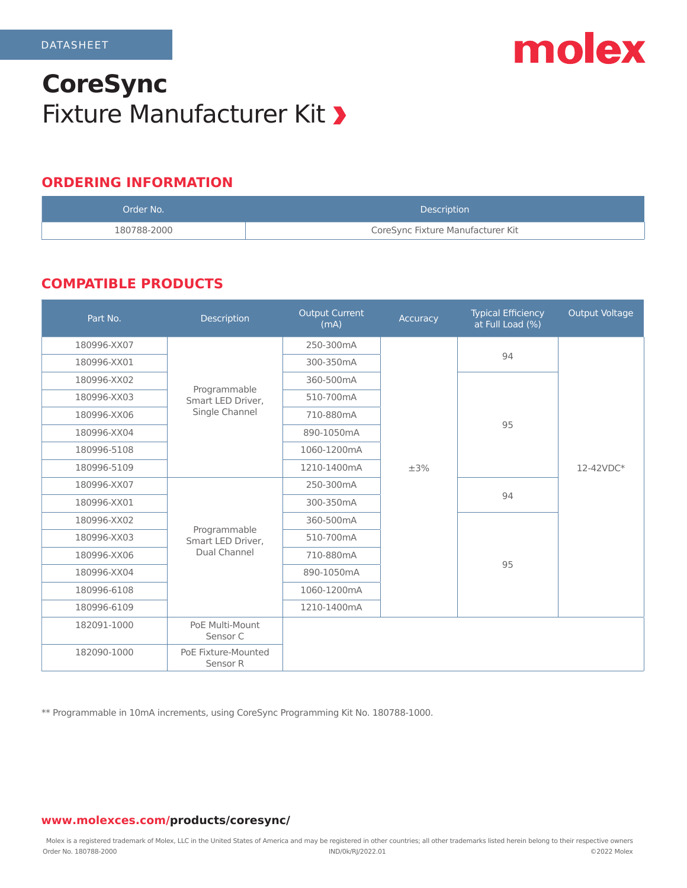DATASHEET

# CoreSync
Fixture Manufacturer Kit

## ORDERING INFORMATION

| Order No. | Description |
|---|---|
| 180788-2000 | CoreSync Fixture Manufacturer Kit |

## COMPATIBLE PRODUCTS

| Part No. | Description | Output Current (mA) | Accuracy | Typical Efficiency at Full Load (%) | Output Voltage |
|---|---|---|---|---|---|
| 180996-XX07 | Programmable Smart LED Driver, Single Channel | 250-300mA | ±3% | 94 | 12-42VDC* |
| 180996-XX01 | | 300-350mA | | | |
| 180996-XX02 | | 360-500mA | | 95 | |
| 180996-XX03 | | 510-700mA | | | |
| 180996-XX06 | | 710-880mA | | | |
| 180996-XX04 | | 890-1050mA | | | |
| 180996-5108 | | 1060-1200mA | | | |
| 180996-5109 | | 1210-1400mA | | | |
| 180996-XX07 | Programmable Smart LED Driver, Dual Channel | 250-300mA | | 94 | |
| 180996-XX01 | | 300-350mA | | | |
| 180996-XX02 | | 360-500mA | | 95 | |
| 180996-XX03 | | 510-700mA | | | |
| 180996-XX06 | | 710-880mA | | | |
| 180996-XX04 | | 890-1050mA | | | |
| 180996-6108 | | 1060-1200mA | | | |
| 180996-6109 | | 1210-1400mA | | | |
| 182091-1000 | PoE Multi-Mount Sensor C | | | | |
| 182090-1000 | PoE Fixture-Mounted Sensor R | | | | |

** Programmable in 10mA increments, using CoreSync Programming Kit No. 180788-1000.

www.molexces.com/products/coresync/

Molex is a registered trademark of Molex, LLC in the United States of America and may be registered in other countries; all other trademarks listed herein belong to their respective owners

Order No. 180788-2000 IND/0k/RJ/2022.01 ©2022 Molex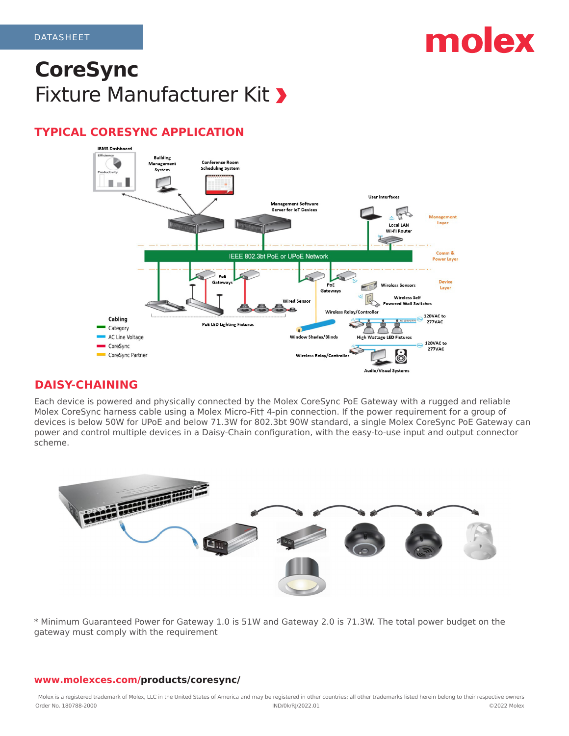DATASHEET

molex

# CoreSync

## Fixture Manufacturer Kit

### TYPICAL CORESYNC APPLICATION

IBMS Dashboard
Efficiency
Productivity
Building Management System
Conference Room Scheduling System
Management Software Server for IoT Devices
User Interfaces
Local LAN Wi-Fi Router
Management Layer
IEEE 802.3bt PoE or UPoE Network
Comm & Power Layer
PoE Gateways
PoE Gateways
Wireless Sensors
Device Layer
Wireless Self Powered Wall Switches
Wired Sensor
Wireless Relay/Controller
120VAC to 277VAC
PoE LED Lighting Fixtures
Window Shades/Blinds
High Wattage LED Fixtures
120VAC to 277VAC
Wireless Relay/Controller
Audio/Visual Systems

Cabling
Category
AC Line Voltage
CoreSync
CoreSync Partner

### DAISY-CHAINING

Each device is powered and physically connected by the Molex CoreSync PoE Gateway with a rugged and reliable Molex CoreSync harness cable using a Molex Micro-Fit† 4-pin connection. If the power requirement for a group of devices is below 50W for UPoE and below 71.3W for 802.3bt 90W standard, a single Molex CoreSync PoE Gateway can power and control multiple devices in a Daisy-Chain configuration, with the easy-to-use input and output connector scheme.

* Minimum Guaranteed Power for Gateway 1.0 is 51W and Gateway 2.0 is 71.3W. The total power budget on the gateway must comply with the requirement

**www.molexces.com/products/coresync/**

Molex is a registered trademark of Molex, LLC in the United States of America and may be registered in other countries; all other trademarks listed herein belong to their respective owners

Order No. 180788-2000 IND/0k/RJ/2022.01 ©2022 Molex